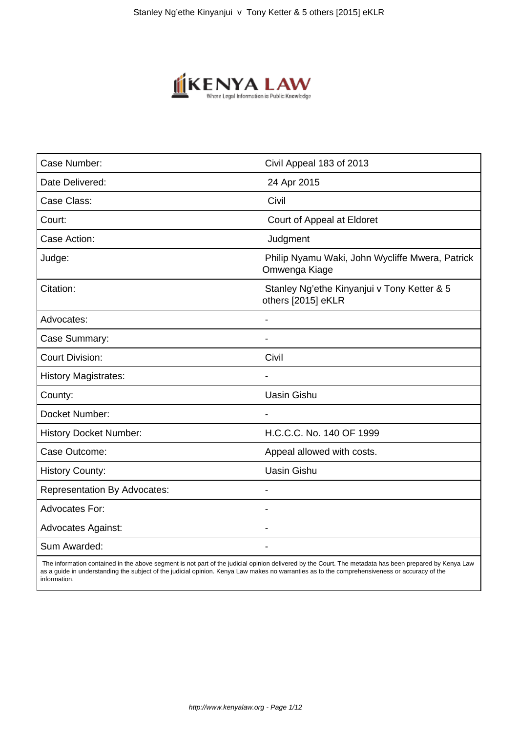| Case Number: | Civil Appeal 183 of 2013 |
|---|---|
| Date Delivered: | 24 Apr 2015 |
| Case Class: | Civil |
| Court: | Court of Appeal at Eldoret |
| Case Action: | Judgment |
| Judge: | Philip Nyamu Waki, John Wycliffe Mwera, Patrick Omwenga Kiage |
| Citation: | Stanley Ng'ethe Kinyanjui v Tony Ketter & 5 others [2015] eKLR |
| Advocates: | - |
| Case Summary: | - |
| Court Division: | Civil |
| History Magistrates: | - |
| County: | Uasin Gishu |
| Docket Number: | - |
| History Docket Number: | H.C.C.C. No. 140 OF 1999 |
| Case Outcome: | Appeal allowed with costs. |
| History County: | Uasin Gishu |
| Representation By Advocates: | - |
| Advocates For: | - |
| Advocates Against: | - |
| Sum Awarded: | - |

The information contained in the above segment is not part of the judicial opinion delivered by the Court. The metadata has been prepared by Kenya Law as a guide in understanding the subject of the judicial opinion. Kenya Law makes no warranties as to the comprehensiveness or accuracy of the information.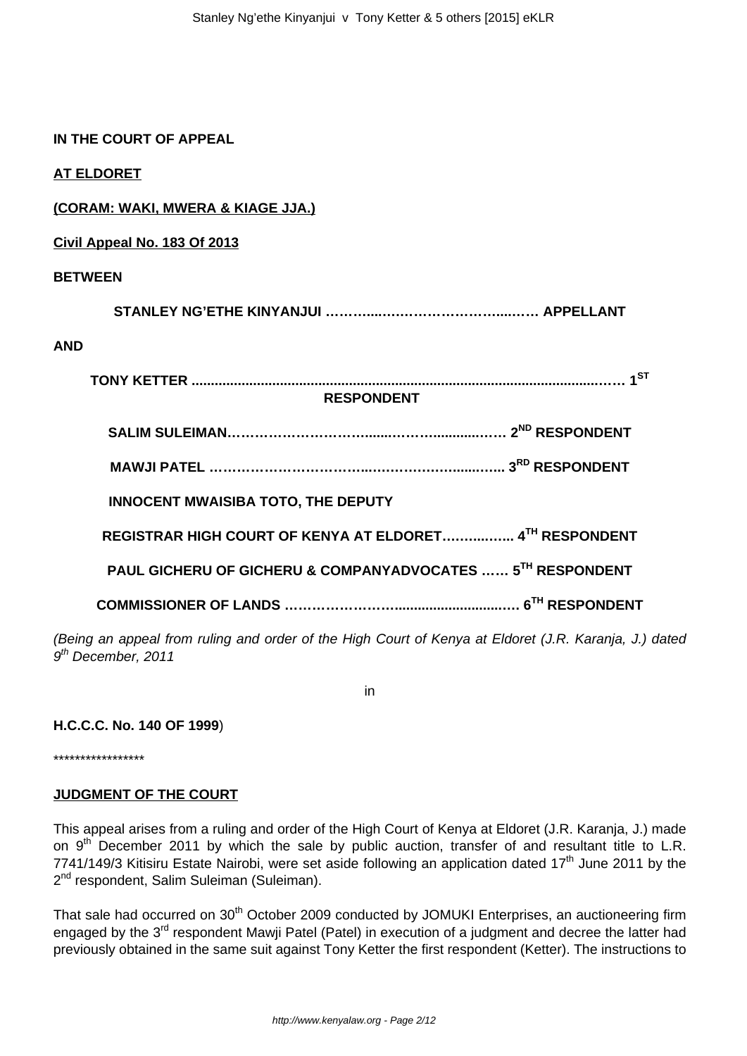**IN THE COURT OF APPEAL**

**AT ELDORET**

**(CORAM: WAKI, MWERA & KIAGE JJA.)**

**Civil Appeal No. 183 Of 2013**

**BETWEEN**

**STANLEY NG'ETHE KINYANJUI ………....……………………...…… APPELLANT**

**AND**

**TONY KETTER .............................................................................................……… 1ST RESPONDENT**

**SALIM SULEIMAN…………………………......…………...........…… 2ND RESPONDENT**

**MAWJI PATEL ……………………………..………………......…... 3RD RESPONDENT**

**INNOCENT MWAISIBA TOTO, THE DEPUTY**

**REGISTRAR HIGH COURT OF KENYA AT ELDORET……..…….. 4TH RESPONDENT**

**PAUL GICHERU OF GICHERU & COMPANYADVOCATES …… 5TH RESPONDENT**

**COMMISSIONER OF LANDS ……………………...........................…… 6TH RESPONDENT**

*(Being an appeal from ruling and order of the High Court of Kenya at Eldoret (J.R. Karanja, J.) dated 9th December, 2011*

in

**H.C.C.C. No. 140 OF 1999**)

\*\*\*\*\*\*\*\*\*\*\*\*\*\*\*\*\*

**JUDGMENT OF THE COURT**

This appeal arises from a ruling and order of the High Court of Kenya at Eldoret (J.R. Karanja, J.) made on 9th December 2011 by which the sale by public auction, transfer of and resultant title to L.R. 7741/149/3 Kitisiru Estate Nairobi, were set aside following an application dated 17th June 2011 by the 2nd respondent, Salim Suleiman (Suleiman).

That sale had occurred on 30th October 2009 conducted by JOMUKI Enterprises, an auctioneering firm engaged by the 3rd respondent Mawji Patel (Patel) in execution of a judgment and decree the latter had previously obtained in the same suit against Tony Ketter the first respondent (Ketter). The instructions to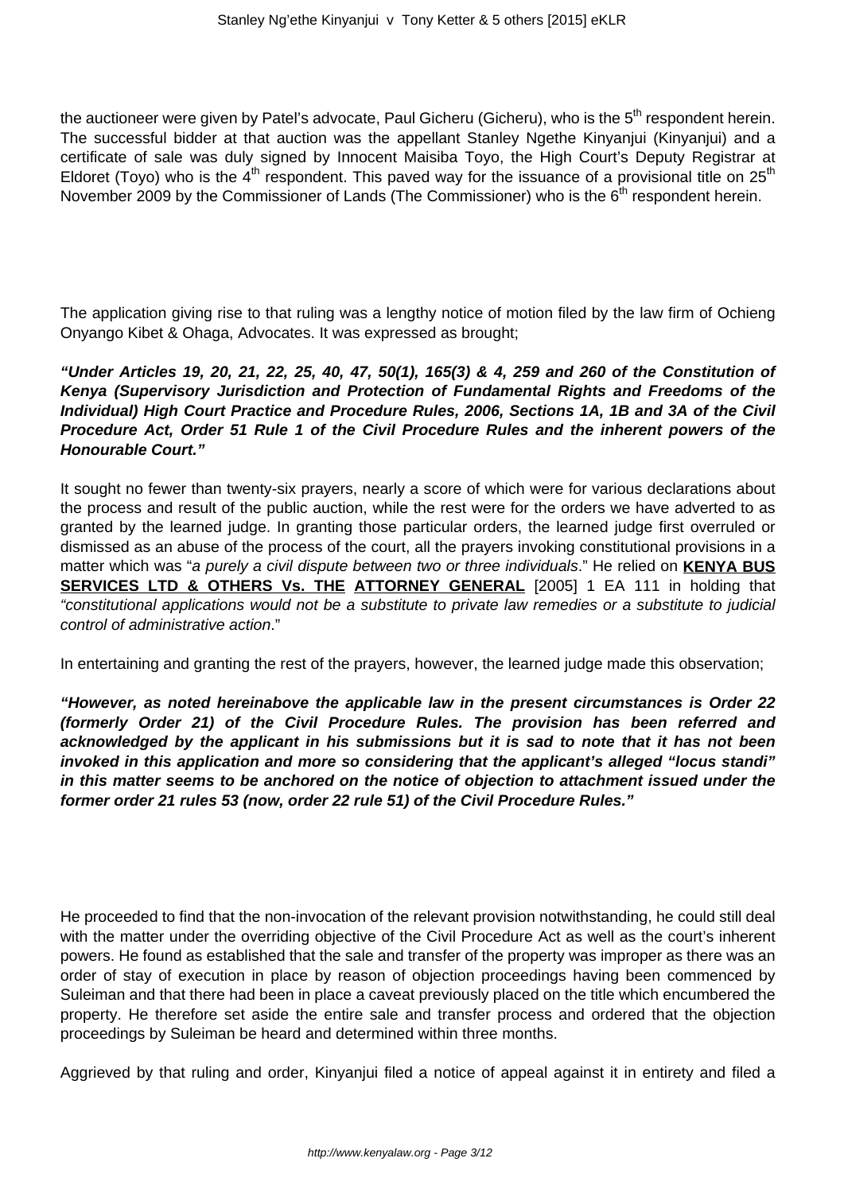the auctioneer were given by Patel's advocate, Paul Gicheru (Gicheru), who is the 5th respondent herein. The successful bidder at that auction was the appellant Stanley Ngethe Kinyanjui (Kinyanjui) and a certificate of sale was duly signed by Innocent Maisiba Toyo, the High Court's Deputy Registrar at Eldoret (Toyo) who is the 4th respondent. This paved way for the issuance of a provisional title on 25th November 2009 by the Commissioner of Lands (The Commissioner) who is the 6th respondent herein.

The application giving rise to that ruling was a lengthy notice of motion filed by the law firm of Ochieng Onyango Kibet & Ohaga, Advocates. It was expressed as brought;

***"Under Articles 19, 20, 21, 22, 25, 40, 47, 50(1), 165(3) & 4, 259 and 260 of the Constitution of Kenya (Supervisory Jurisdiction and Protection of Fundamental Rights and Freedoms of the Individual) High Court Practice and Procedure Rules, 2006, Sections 1A, 1B and 3A of the Civil Procedure Act, Order 51 Rule 1 of the Civil Procedure Rules and the inherent powers of the Honourable Court."***

It sought no fewer than twenty-six prayers, nearly a score of which were for various declarations about the process and result of the public auction, while the rest were for the orders we have adverted to as granted by the learned judge. In granting those particular orders, the learned judge first overruled or dismissed as an abuse of the process of the court, all the prayers invoking constitutional provisions in a matter which was "*a purely a civil dispute between two or three individuals*." He relied on **KENYA BUS SERVICES LTD & OTHERS Vs. THE ATTORNEY GENERAL** [2005] 1 EA 111 in holding that *"constitutional applications would not be a substitute to private law remedies or a substitute to judicial control of administrative action*."

In entertaining and granting the rest of the prayers, however, the learned judge made this observation;

***"However, as noted hereinabove the applicable law in the present circumstances is Order 22 (formerly Order 21) of the Civil Procedure Rules. The provision has been referred and acknowledged by the applicant in his submissions but it is sad to note that it has not been invoked in this application and more so considering that the applicant's alleged "locus standi" in this matter seems to be anchored on the notice of objection to attachment issued under the former order 21 rules 53 (now, order 22 rule 51) of the Civil Procedure Rules."***

He proceeded to find that the non-invocation of the relevant provision notwithstanding, he could still deal with the matter under the overriding objective of the Civil Procedure Act as well as the court's inherent powers. He found as established that the sale and transfer of the property was improper as there was an order of stay of execution in place by reason of objection proceedings having been commenced by Suleiman and that there had been in place a caveat previously placed on the title which encumbered the property. He therefore set aside the entire sale and transfer process and ordered that the objection proceedings by Suleiman be heard and determined within three months.

Aggrieved by that ruling and order, Kinyanjui filed a notice of appeal against it in entirety and filed a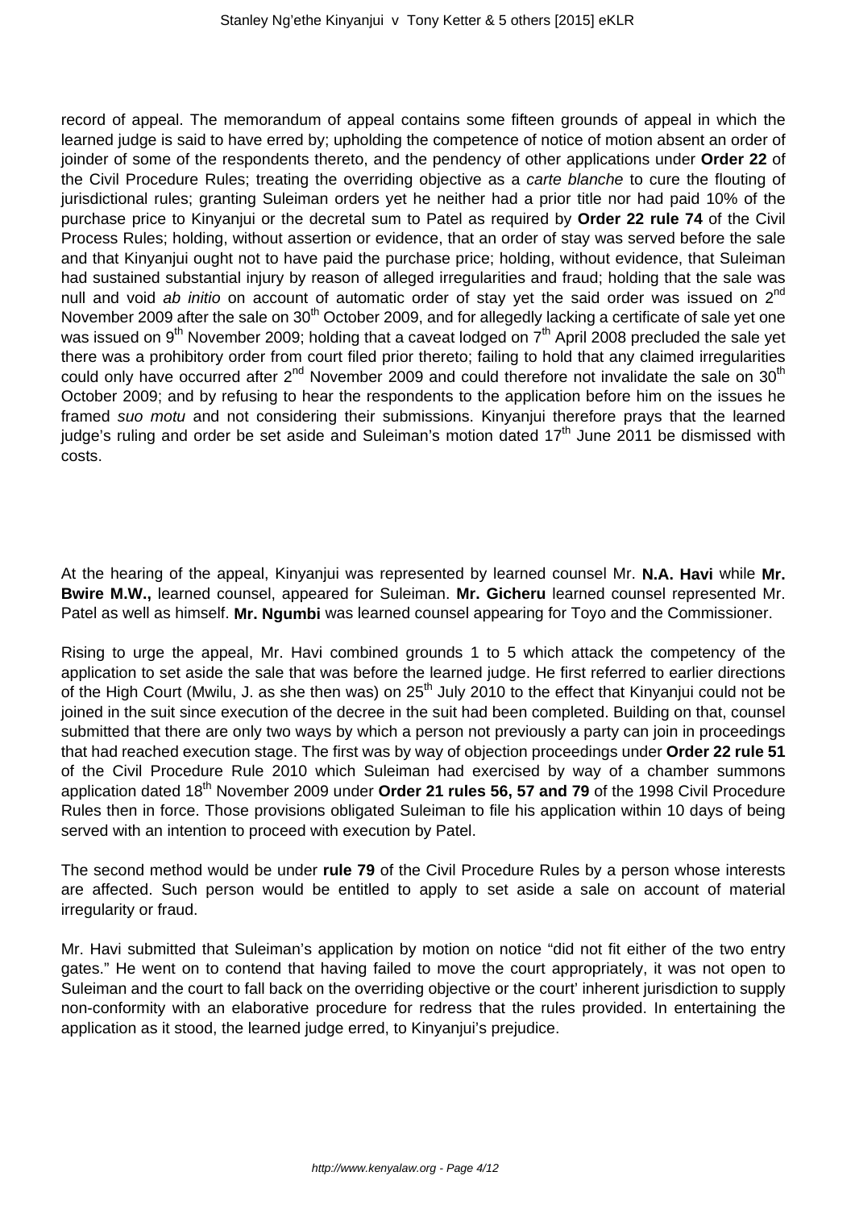record of appeal. The memorandum of appeal contains some fifteen grounds of appeal in which the learned judge is said to have erred by; upholding the competence of notice of motion absent an order of joinder of some of the respondents thereto, and the pendency of other applications under **Order 22** of the Civil Procedure Rules; treating the overriding objective as a *carte blanche* to cure the flouting of jurisdictional rules; granting Suleiman orders yet he neither had a prior title nor had paid 10% of the purchase price to Kinyanjui or the decretal sum to Patel as required by **Order 22 rule 74** of the Civil Process Rules; holding, without assertion or evidence, that an order of stay was served before the sale and that Kinyanjui ought not to have paid the purchase price; holding, without evidence, that Suleiman had sustained substantial injury by reason of alleged irregularities and fraud; holding that the sale was null and void *ab initio* on account of automatic order of stay yet the said order was issued on 2nd November 2009 after the sale on 30th October 2009, and for allegedly lacking a certificate of sale yet one was issued on 9th November 2009; holding that a caveat lodged on 7th April 2008 precluded the sale yet there was a prohibitory order from court filed prior thereto; failing to hold that any claimed irregularities could only have occurred after 2nd November 2009 and could therefore not invalidate the sale on 30th October 2009; and by refusing to hear the respondents to the application before him on the issues he framed *suo motu* and not considering their submissions. Kinyanjui therefore prays that the learned judge's ruling and order be set aside and Suleiman's motion dated 17th June 2011 be dismissed with costs.

At the hearing of the appeal, Kinyanjui was represented by learned counsel Mr. **N.A. Havi** while **Mr. Bwire M.W.,** learned counsel, appeared for Suleiman. **Mr. Gicheru** learned counsel represented Mr. Patel as well as himself. **Mr. Ngumbi** was learned counsel appearing for Toyo and the Commissioner.

Rising to urge the appeal, Mr. Havi combined grounds 1 to 5 which attack the competency of the application to set aside the sale that was before the learned judge. He first referred to earlier directions of the High Court (Mwilu, J. as she then was) on 25th July 2010 to the effect that Kinyanjui could not be joined in the suit since execution of the decree in the suit had been completed. Building on that, counsel submitted that there are only two ways by which a person not previously a party can join in proceedings that had reached execution stage. The first was by way of objection proceedings under **Order 22 rule 51** of the Civil Procedure Rule 2010 which Suleiman had exercised by way of a chamber summons application dated 18th November 2009 under **Order 21 rules 56, 57 and 79** of the 1998 Civil Procedure Rules then in force. Those provisions obligated Suleiman to file his application within 10 days of being served with an intention to proceed with execution by Patel.

The second method would be under **rule 79** of the Civil Procedure Rules by a person whose interests are affected. Such person would be entitled to apply to set aside a sale on account of material irregularity or fraud.

Mr. Havi submitted that Suleiman's application by motion on notice "did not fit either of the two entry gates." He went on to contend that having failed to move the court appropriately, it was not open to Suleiman and the court to fall back on the overriding objective or the court' inherent jurisdiction to supply non-conformity with an elaborative procedure for redress that the rules provided. In entertaining the application as it stood, the learned judge erred, to Kinyanjui's prejudice.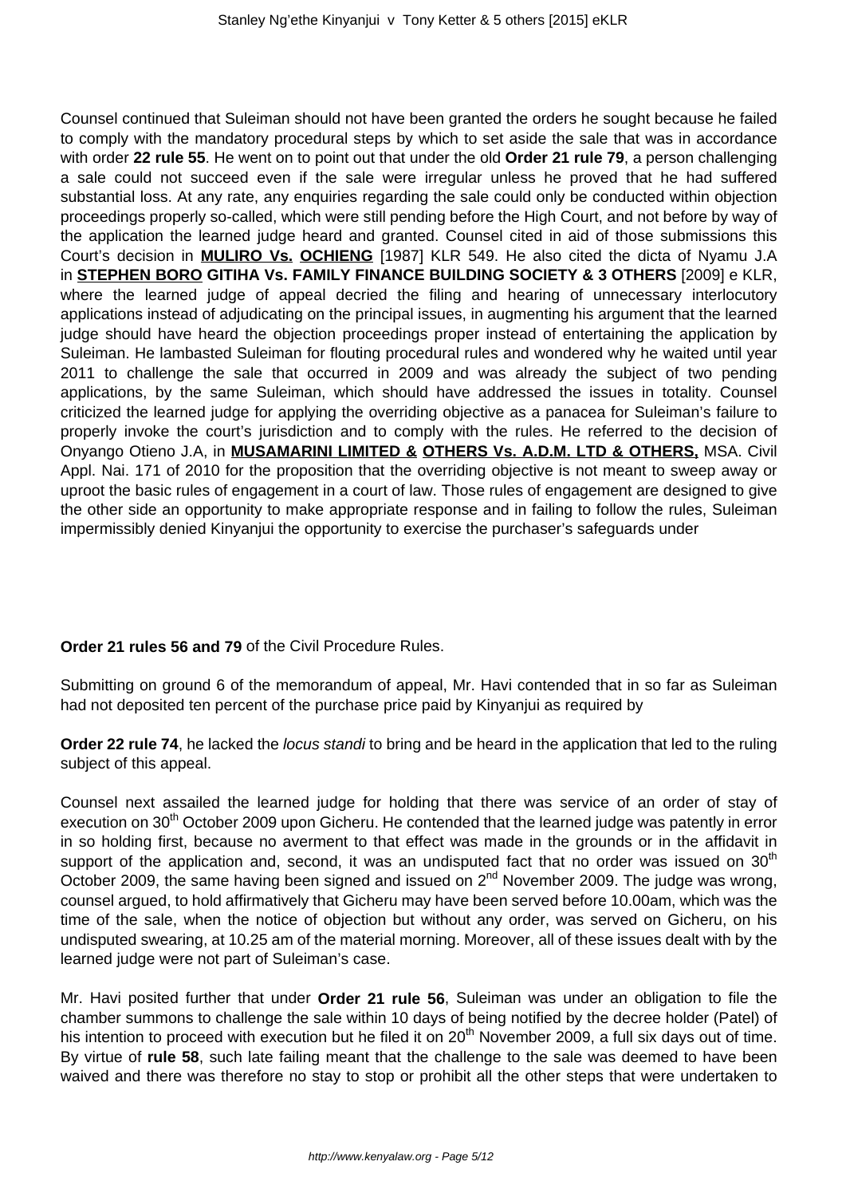Counsel continued that Suleiman should not have been granted the orders he sought because he failed to comply with the mandatory procedural steps by which to set aside the sale that was in accordance with order **22 rule 55**. He went on to point out that under the old **Order 21 rule 79**, a person challenging a sale could not succeed even if the sale were irregular unless he proved that he had suffered substantial loss. At any rate, any enquiries regarding the sale could only be conducted within objection proceedings properly so-called, which were still pending before the High Court, and not before by way of the application the learned judge heard and granted. Counsel cited in aid of those submissions this Court's decision in **MULIRO Vs. OCHIENG** [1987] KLR 549. He also cited the dicta of Nyamu J.A in **STEPHEN BORO GITIHA Vs. FAMILY FINANCE BUILDING SOCIETY & 3 OTHERS** [2009] e KLR, where the learned judge of appeal decried the filing and hearing of unnecessary interlocutory applications instead of adjudicating on the principal issues, in augmenting his argument that the learned judge should have heard the objection proceedings proper instead of entertaining the application by Suleiman. He lambasted Suleiman for flouting procedural rules and wondered why he waited until year 2011 to challenge the sale that occurred in 2009 and was already the subject of two pending applications, by the same Suleiman, which should have addressed the issues in totality. Counsel criticized the learned judge for applying the overriding objective as a panacea for Suleiman's failure to properly invoke the court's jurisdiction and to comply with the rules. He referred to the decision of Onyango Otieno J.A, in **MUSAMARINI LIMITED & OTHERS Vs. A.D.M. LTD & OTHERS,** MSA. Civil Appl. Nai. 171 of 2010 for the proposition that the overriding objective is not meant to sweep away or uproot the basic rules of engagement in a court of law. Those rules of engagement are designed to give the other side an opportunity to make appropriate response and in failing to follow the rules, Suleiman impermissibly denied Kinyanjui the opportunity to exercise the purchaser's safeguards under **Order 21 rules 56 and 79** of the Civil Procedure Rules.

Submitting on ground 6 of the memorandum of appeal, Mr. Havi contended that in so far as Suleiman had not deposited ten percent of the purchase price paid by Kinyanjui as required by **Order 22 rule 74**, he lacked the *locus standi* to bring and be heard in the application that led to the ruling subject of this appeal.

Counsel next assailed the learned judge for holding that there was service of an order of stay of execution on 30th October 2009 upon Gicheru. He contended that the learned judge was patently in error in so holding first, because no averment to that effect was made in the grounds or in the affidavit in support of the application and, second, it was an undisputed fact that no order was issued on 30th October 2009, the same having been signed and issued on 2nd November 2009. The judge was wrong, counsel argued, to hold affirmatively that Gicheru may have been served before 10.00am, which was the time of the sale, when the notice of objection but without any order, was served on Gicheru, on his undisputed swearing, at 10.25 am of the material morning. Moreover, all of these issues dealt with by the learned judge were not part of Suleiman's case.

Mr. Havi posited further that under **Order 21 rule 56**, Suleiman was under an obligation to file the chamber summons to challenge the sale within 10 days of being notified by the decree holder (Patel) of his intention to proceed with execution but he filed it on 20th November 2009, a full six days out of time. By virtue of **rule 58**, such late failing meant that the challenge to the sale was deemed to have been waived and there was therefore no stay to stop or prohibit all the other steps that were undertaken to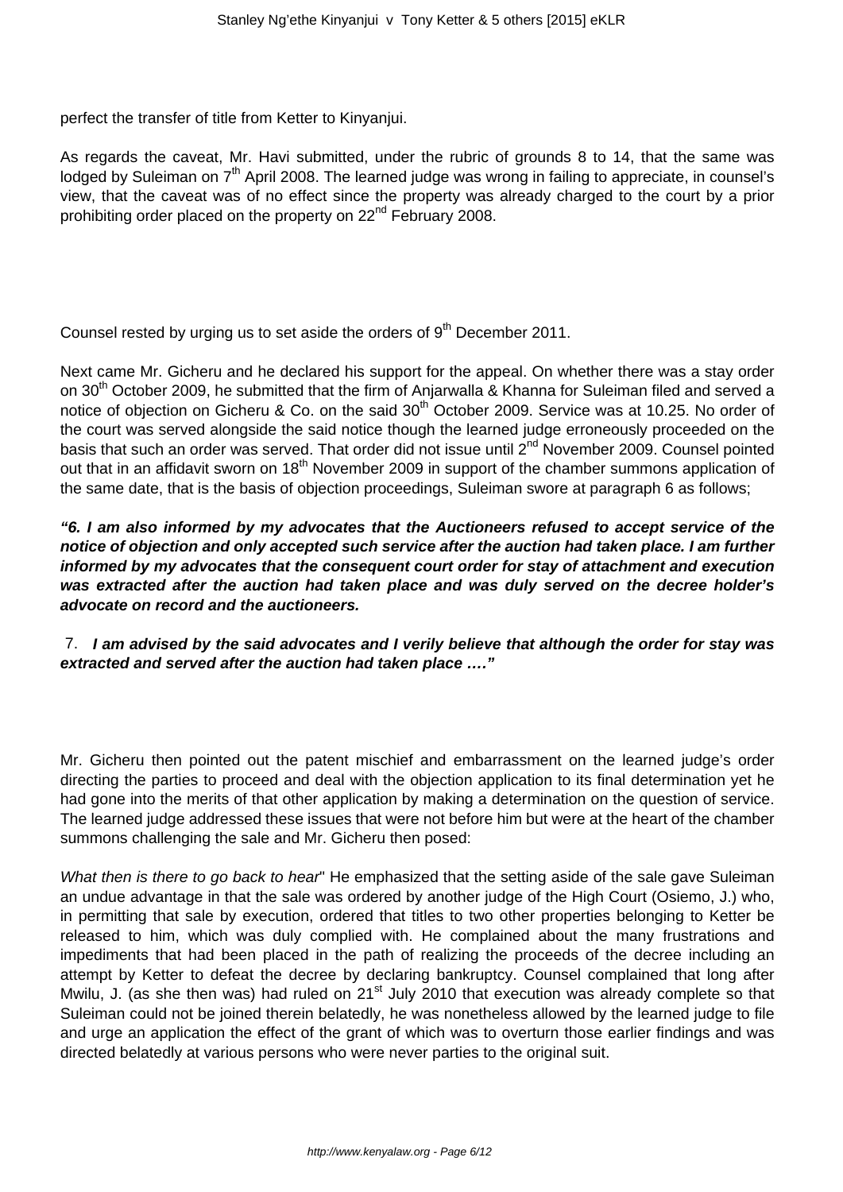perfect the transfer of title from Ketter to Kinyanjui.

As regards the caveat, Mr. Havi submitted, under the rubric of grounds 8 to 14, that the same was lodged by Suleiman on 7th April 2008. The learned judge was wrong in failing to appreciate, in counsel's view, that the caveat was of no effect since the property was already charged to the court by a prior prohibiting order placed on the property on 22nd February 2008.

Counsel rested by urging us to set aside the orders of 9th December 2011.

Next came Mr. Gicheru and he declared his support for the appeal. On whether there was a stay order on 30th October 2009, he submitted that the firm of Anjarwalla & Khanna for Suleiman filed and served a notice of objection on Gicheru & Co. on the said 30th October 2009. Service was at 10.25. No order of the court was served alongside the said notice though the learned judge erroneously proceeded on the basis that such an order was served. That order did not issue until 2nd November 2009. Counsel pointed out that in an affidavit sworn on 18th November 2009 in support of the chamber summons application of the same date, that is the basis of objection proceedings, Suleiman swore at paragraph 6 as follows;

***"6. I am also informed by my advocates that the Auctioneers refused to accept service of the notice of objection and only accepted such service after the auction had taken place. I am further informed by my advocates that the consequent court order for stay of attachment and execution was extracted after the auction had taken place and was duly served on the decree holder's advocate on record and the auctioneers.***

7. ***I am advised by the said advocates and I verily believe that although the order for stay was extracted and served after the auction had taken place …."***

Mr. Gicheru then pointed out the patent mischief and embarrassment on the learned judge's order directing the parties to proceed and deal with the objection application to its final determination yet he had gone into the merits of that other application by making a determination on the question of service. The learned judge addressed these issues that were not before him but were at the heart of the chamber summons challenging the sale and Mr. Gicheru then posed:

*What then is there to go back to hear*" He emphasized that the setting aside of the sale gave Suleiman an undue advantage in that the sale was ordered by another judge of the High Court (Osiemo, J.) who, in permitting that sale by execution, ordered that titles to two other properties belonging to Ketter be released to him, which was duly complied with. He complained about the many frustrations and impediments that had been placed in the path of realizing the proceeds of the decree including an attempt by Ketter to defeat the decree by declaring bankruptcy. Counsel complained that long after Mwilu, J. (as she then was) had ruled on 21st July 2010 that execution was already complete so that Suleiman could not be joined therein belatedly, he was nonetheless allowed by the learned judge to file and urge an application the effect of the grant of which was to overturn those earlier findings and was directed belatedly at various persons who were never parties to the original suit.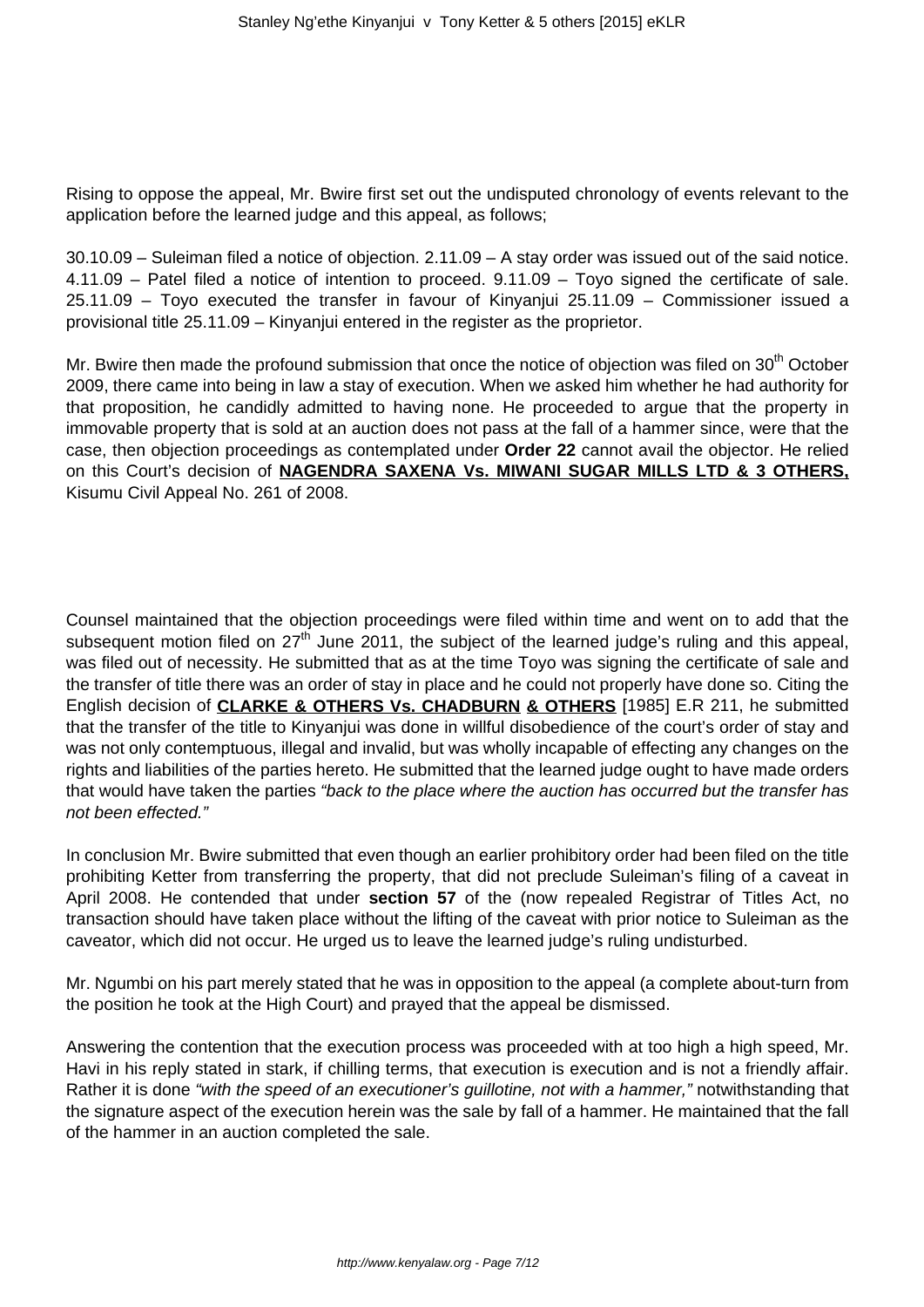Rising to oppose the appeal, Mr. Bwire first set out the undisputed chronology of events relevant to the application before the learned judge and this appeal, as follows;

30.10.09 – Suleiman filed a notice of objection. 2.11.09 – A stay order was issued out of the said notice. 4.11.09 – Patel filed a notice of intention to proceed. 9.11.09 – Toyo signed the certificate of sale. 25.11.09 – Toyo executed the transfer in favour of Kinyanjui 25.11.09 – Commissioner issued a provisional title 25.11.09 – Kinyanjui entered in the register as the proprietor.

Mr. Bwire then made the profound submission that once the notice of objection was filed on 30th October 2009, there came into being in law a stay of execution. When we asked him whether he had authority for that proposition, he candidly admitted to having none. He proceeded to argue that the property in immovable property that is sold at an auction does not pass at the fall of a hammer since, were that the case, then objection proceedings as contemplated under **Order 22** cannot avail the objector. He relied on this Court's decision of **NAGENDRA SAXENA Vs. MIWANI SUGAR MILLS LTD & 3 OTHERS,** Kisumu Civil Appeal No. 261 of 2008.

Counsel maintained that the objection proceedings were filed within time and went on to add that the subsequent motion filed on 27th June 2011, the subject of the learned judge's ruling and this appeal, was filed out of necessity. He submitted that as at the time Toyo was signing the certificate of sale and the transfer of title there was an order of stay in place and he could not properly have done so. Citing the English decision of **CLARKE & OTHERS Vs. CHADBURN & OTHERS** [1985] E.R 211, he submitted that the transfer of the title to Kinyanjui was done in willful disobedience of the court's order of stay and was not only contemptuous, illegal and invalid, but was wholly incapable of effecting any changes on the rights and liabilities of the parties hereto. He submitted that the learned judge ought to have made orders that would have taken the parties *"back to the place where the auction has occurred but the transfer has not been effected."*

In conclusion Mr. Bwire submitted that even though an earlier prohibitory order had been filed on the title prohibiting Ketter from transferring the property, that did not preclude Suleiman's filing of a caveat in April 2008. He contended that under **section 57** of the (now repealed Registrar of Titles Act, no transaction should have taken place without the lifting of the caveat with prior notice to Suleiman as the caveator, which did not occur. He urged us to leave the learned judge's ruling undisturbed.

Mr. Ngumbi on his part merely stated that he was in opposition to the appeal (a complete about-turn from the position he took at the High Court) and prayed that the appeal be dismissed.

Answering the contention that the execution process was proceeded with at too high a high speed, Mr. Havi in his reply stated in stark, if chilling terms, that execution is execution and is not a friendly affair. Rather it is done *"with the speed of an executioner's guillotine, not with a hammer,"* notwithstanding that the signature aspect of the execution herein was the sale by fall of a hammer. He maintained that the fall of the hammer in an auction completed the sale.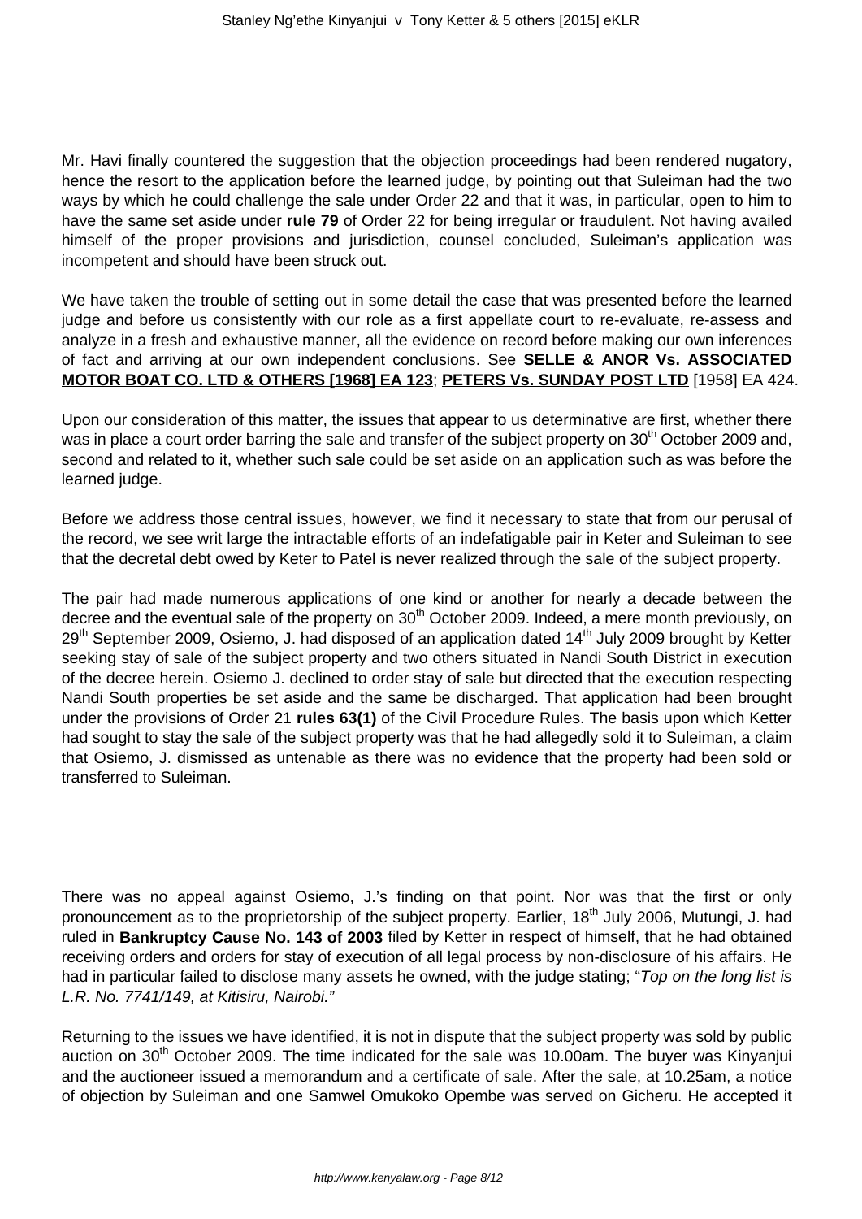Mr. Havi finally countered the suggestion that the objection proceedings had been rendered nugatory, hence the resort to the application before the learned judge, by pointing out that Suleiman had the two ways by which he could challenge the sale under Order 22 and that it was, in particular, open to him to have the same set aside under **rule 79** of Order 22 for being irregular or fraudulent. Not having availed himself of the proper provisions and jurisdiction, counsel concluded, Suleiman's application was incompetent and should have been struck out.

We have taken the trouble of setting out in some detail the case that was presented before the learned judge and before us consistently with our role as a first appellate court to re-evaluate, re-assess and analyze in a fresh and exhaustive manner, all the evidence on record before making our own inferences of fact and arriving at our own independent conclusions. See **SELLE & ANOR Vs. ASSOCIATED MOTOR BOAT CO. LTD & OTHERS [1968] EA 123**; **PETERS Vs. SUNDAY POST LTD** [1958] EA 424.

Upon our consideration of this matter, the issues that appear to us determinative are first, whether there was in place a court order barring the sale and transfer of the subject property on 30th October 2009 and, second and related to it, whether such sale could be set aside on an application such as was before the learned judge.

Before we address those central issues, however, we find it necessary to state that from our perusal of the record, we see writ large the intractable efforts of an indefatigable pair in Keter and Suleiman to see that the decretal debt owed by Keter to Patel is never realized through the sale of the subject property.

The pair had made numerous applications of one kind or another for nearly a decade between the decree and the eventual sale of the property on 30th October 2009. Indeed, a mere month previously, on 29th September 2009, Osiemo, J. had disposed of an application dated 14th July 2009 brought by Ketter seeking stay of sale of the subject property and two others situated in Nandi South District in execution of the decree herein. Osiemo J. declined to order stay of sale but directed that the execution respecting Nandi South properties be set aside and the same be discharged. That application had been brought under the provisions of Order 21 **rules 63(1)** of the Civil Procedure Rules. The basis upon which Ketter had sought to stay the sale of the subject property was that he had allegedly sold it to Suleiman, a claim that Osiemo, J. dismissed as untenable as there was no evidence that the property had been sold or transferred to Suleiman.

There was no appeal against Osiemo, J.'s finding on that point. Nor was that the first or only pronouncement as to the proprietorship of the subject property. Earlier, 18th July 2006, Mutungi, J. had ruled in **Bankruptcy Cause No. 143 of 2003** filed by Ketter in respect of himself, that he had obtained receiving orders and orders for stay of execution of all legal process by non-disclosure of his affairs. He had in particular failed to disclose many assets he owned, with the judge stating; "*Top on the long list is L.R. No. 7741/149, at Kitisiru, Nairobi.*"

Returning to the issues we have identified, it is not in dispute that the subject property was sold by public auction on 30th October 2009. The time indicated for the sale was 10.00am. The buyer was Kinyanjui and the auctioneer issued a memorandum and a certificate of sale. After the sale, at 10.25am, a notice of objection by Suleiman and one Samwel Omukoko Opembe was served on Gicheru. He accepted it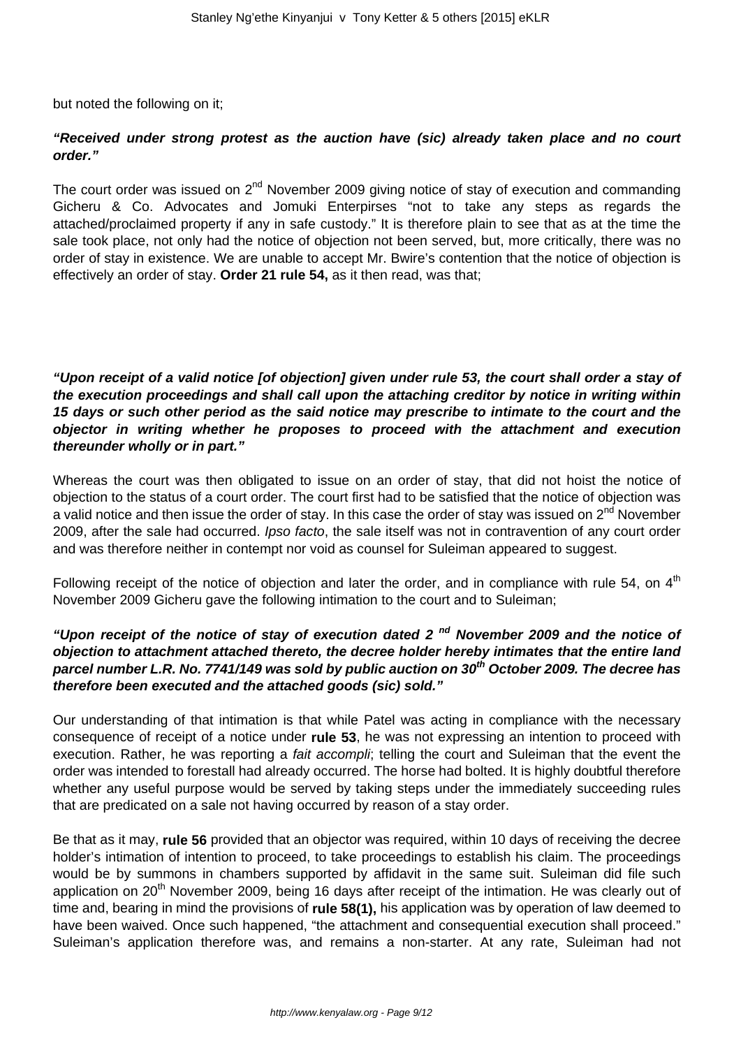but noted the following on it;

***"Received under strong protest as the auction have (sic) already taken place and no court order."***

The court order was issued on 2nd November 2009 giving notice of stay of execution and commanding Gicheru & Co. Advocates and Jomuki Enterpirses "not to take any steps as regards the attached/proclaimed property if any in safe custody." It is therefore plain to see that as at the time the sale took place, not only had the notice of objection not been served, but, more critically, there was no order of stay in existence. We are unable to accept Mr. Bwire's contention that the notice of objection is effectively an order of stay. **Order 21 rule 54,** as it then read, was that;

***"Upon receipt of a valid notice [of objection] given under rule 53, the court shall order a stay of the execution proceedings and shall call upon the attaching creditor by notice in writing within 15 days or such other period as the said notice may prescribe to intimate to the court and the objector in writing whether he proposes to proceed with the attachment and execution thereunder wholly or in part."***

Whereas the court was then obligated to issue on an order of stay, that did not hoist the notice of objection to the status of a court order. The court first had to be satisfied that the notice of objection was a valid notice and then issue the order of stay. In this case the order of stay was issued on 2nd November 2009, after the sale had occurred. *Ipso facto*, the sale itself was not in contravention of any court order and was therefore neither in contempt nor void as counsel for Suleiman appeared to suggest.

Following receipt of the notice of objection and later the order, and in compliance with rule 54, on 4th November 2009 Gicheru gave the following intimation to the court and to Suleiman;

***"Upon receipt of the notice of stay of execution dated 2 nd November 2009 and the notice of objection to attachment attached thereto, the decree holder hereby intimates that the entire land parcel number L.R. No. 7741/149 was sold by public auction on 30th October 2009. The decree has therefore been executed and the attached goods (sic) sold."***

Our understanding of that intimation is that while Patel was acting in compliance with the necessary consequence of receipt of a notice under **rule 53**, he was not expressing an intention to proceed with execution. Rather, he was reporting a *fait accompli*; telling the court and Suleiman that the event the order was intended to forestall had already occurred. The horse had bolted. It is highly doubtful therefore whether any useful purpose would be served by taking steps under the immediately succeeding rules that are predicated on a sale not having occurred by reason of a stay order.

Be that as it may, **rule 56** provided that an objector was required, within 10 days of receiving the decree holder's intimation of intention to proceed, to take proceedings to establish his claim. The proceedings would be by summons in chambers supported by affidavit in the same suit. Suleiman did file such application on 20th November 2009, being 16 days after receipt of the intimation. He was clearly out of time and, bearing in mind the provisions of **rule 58(1),** his application was by operation of law deemed to have been waived. Once such happened, "the attachment and consequential execution shall proceed." Suleiman's application therefore was, and remains a non-starter. At any rate, Suleiman had not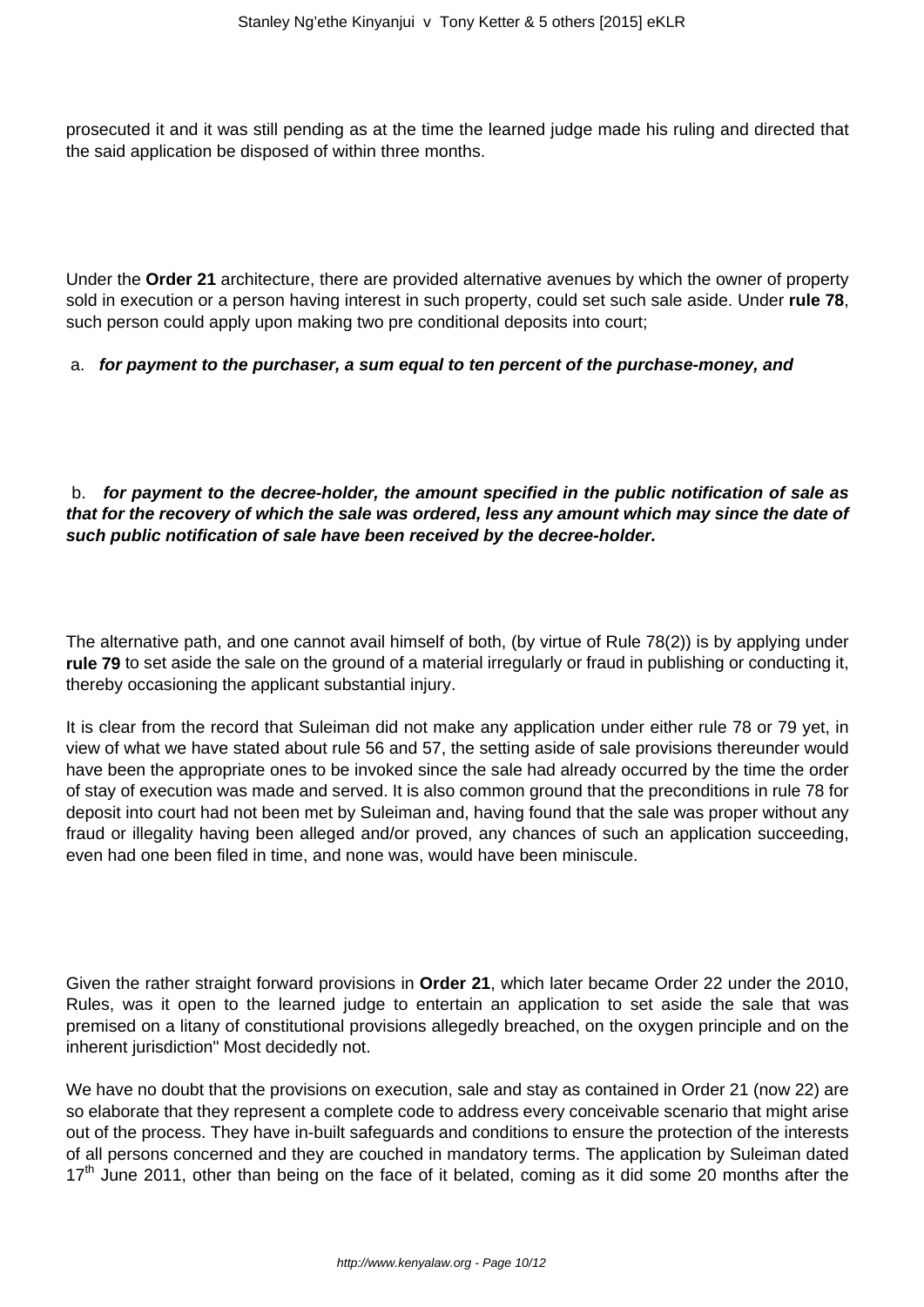prosecuted it and it was still pending as at the time the learned judge made his ruling and directed that the said application be disposed of within three months.

Under the **Order 21** architecture, there are provided alternative avenues by which the owner of property sold in execution or a person having interest in such property, could set such sale aside. Under **rule 78**, such person could apply upon making two pre conditional deposits into court;

a. ***for payment to the purchaser, a sum equal to ten percent of the purchase-money, and***

b. ***for payment to the decree-holder, the amount specified in the public notification of sale as that for the recovery of which the sale was ordered, less any amount which may since the date of such public notification of sale have been received by the decree-holder.***

The alternative path, and one cannot avail himself of both, (by virtue of Rule 78(2)) is by applying under **rule 79** to set aside the sale on the ground of a material irregularly or fraud in publishing or conducting it, thereby occasioning the applicant substantial injury.

It is clear from the record that Suleiman did not make any application under either rule 78 or 79 yet, in view of what we have stated about rule 56 and 57, the setting aside of sale provisions thereunder would have been the appropriate ones to be invoked since the sale had already occurred by the time the order of stay of execution was made and served. It is also common ground that the preconditions in rule 78 for deposit into court had not been met by Suleiman and, having found that the sale was proper without any fraud or illegality having been alleged and/or proved, any chances of such an application succeeding, even had one been filed in time, and none was, would have been miniscule.

Given the rather straight forward provisions in **Order 21**, which later became Order 22 under the 2010, Rules, was it open to the learned judge to entertain an application to set aside the sale that was premised on a litany of constitutional provisions allegedly breached, on the oxygen principle and on the inherent jurisdiction" Most decidedly not.

We have no doubt that the provisions on execution, sale and stay as contained in Order 21 (now 22) are so elaborate that they represent a complete code to address every conceivable scenario that might arise out of the process. They have in-built safeguards and conditions to ensure the protection of the interests of all persons concerned and they are couched in mandatory terms. The application by Suleiman dated 17th June 2011, other than being on the face of it belated, coming as it did some 20 months after the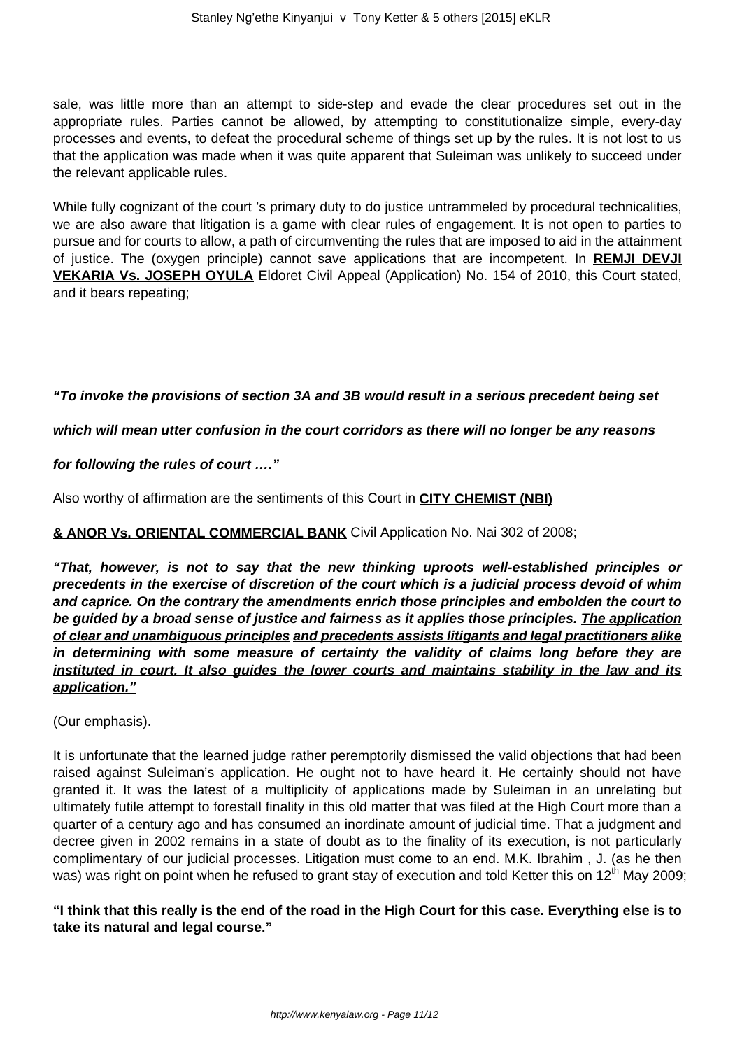sale, was little more than an attempt to side-step and evade the clear procedures set out in the appropriate rules. Parties cannot be allowed, by attempting to constitutionalize simple, every-day processes and events, to defeat the procedural scheme of things set up by the rules. It is not lost to us that the application was made when it was quite apparent that Suleiman was unlikely to succeed under the relevant applicable rules.

While fully cognizant of the court 's primary duty to do justice untrammeled by procedural technicalities, we are also aware that litigation is a game with clear rules of engagement. It is not open to parties to pursue and for courts to allow, a path of circumventing the rules that are imposed to aid in the attainment of justice. The (oxygen principle) cannot save applications that are incompetent. In **REMJI DEVJI VEKARIA Vs. JOSEPH OYULA** Eldoret Civil Appeal (Application) No. 154 of 2010, this Court stated, and it bears repeating;

***"To invoke the provisions of section 3A and 3B would result in a serious precedent being set which will mean utter confusion in the court corridors as there will no longer be any reasons for following the rules of court …."***

Also worthy of affirmation are the sentiments of this Court in **CITY CHEMIST (NBI) & ANOR Vs. ORIENTAL COMMERCIAL BANK** Civil Application No. Nai 302 of 2008;

***"That, however, is not to say that the new thinking uproots well-established principles or precedents in the exercise of discretion of the court which is a judicial process devoid of whim and caprice. On the contrary the amendments enrich those principles and embolden the court to be guided by a broad sense of justice and fairness as it applies those principles. The application of clear and unambiguous principles and precedents assists litigants and legal practitioners alike in determining with some measure of certainty the validity of claims long before they are instituted in court. It also guides the lower courts and maintains stability in the law and its application."***

(Our emphasis).

It is unfortunate that the learned judge rather peremptorily dismissed the valid objections that had been raised against Suleiman's application. He ought not to have heard it. He certainly should not have granted it. It was the latest of a multiplicity of applications made by Suleiman in an unrelating but ultimately futile attempt to forestall finality in this old matter that was filed at the High Court more than a quarter of a century ago and has consumed an inordinate amount of judicial time. That a judgment and decree given in 2002 remains in a state of doubt as to the finality of its execution, is not particularly complimentary of our judicial processes. Litigation must come to an end. M.K. Ibrahim , J. (as he then was) was right on point when he refused to grant stay of execution and told Ketter this on 12th May 2009;

**"I think that this really is the end of the road in the High Court for this case. Everything else is to take its natural and legal course."**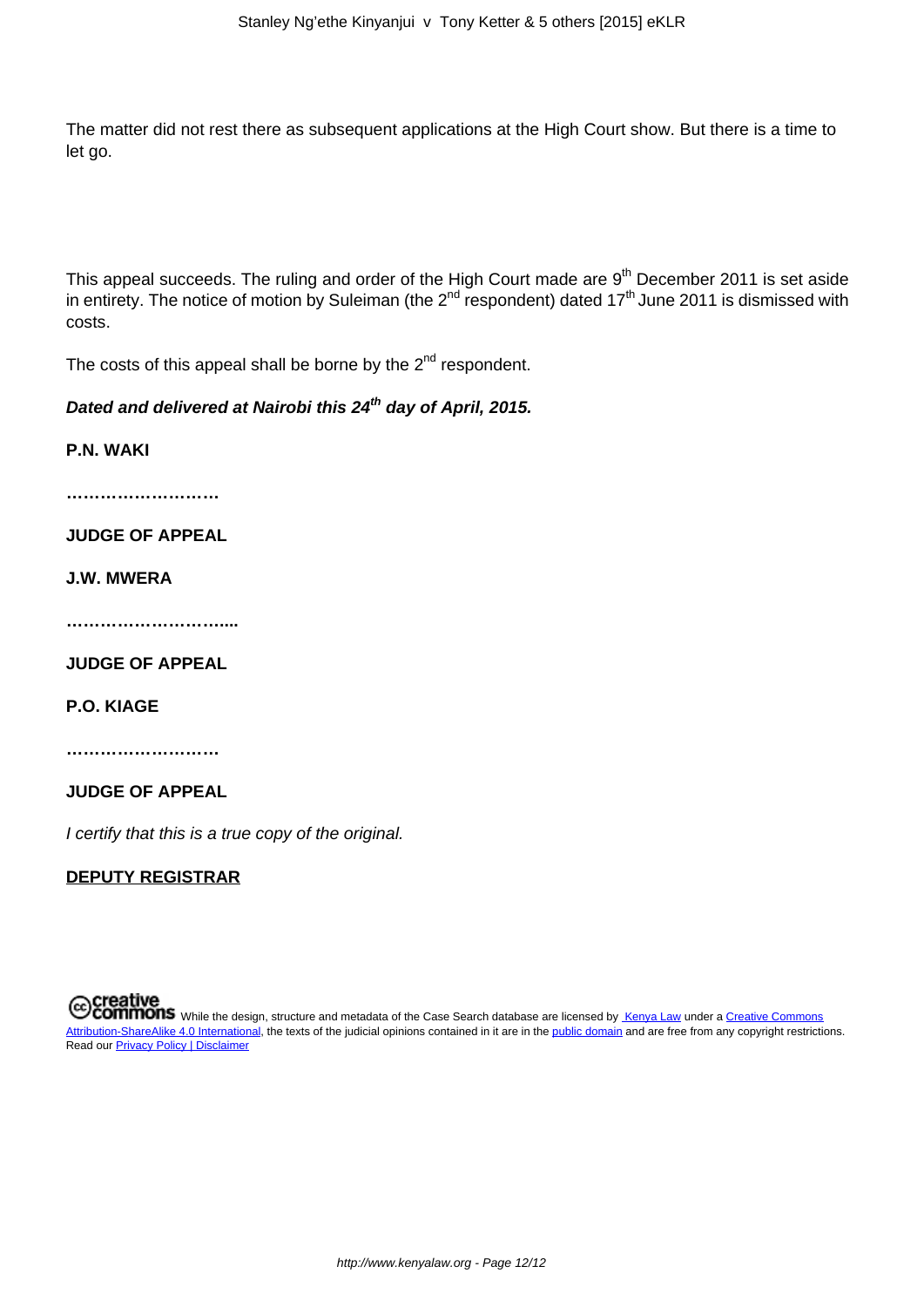The matter did not rest there as subsequent applications at the High Court show. But there is a time to let go.

This appeal succeeds. The ruling and order of the High Court made are 9th December 2011 is set aside in entirety. The notice of motion by Suleiman (the 2nd respondent) dated 17th June 2011 is dismissed with costs.

The costs of this appeal shall be borne by the 2nd respondent.

***Dated and delivered at Nairobi this 24th day of April, 2015.***

**P.N. WAKI**

**………………………**

**JUDGE OF APPEAL**

**J.W. MWERA**

**……………………….....**

**JUDGE OF APPEAL**

**P.O. KIAGE**

**………………………**

**JUDGE OF APPEAL**

*I certify that this is a true copy of the original.*

**DEPUTY REGISTRAR**

While the design, structure and metadata of the Case Search database are licensed by Kenya Law under a Creative Commons Attribution-ShareAlike 4.0 International, the texts of the judicial opinions contained in it are in the public domain and are free from any copyright restrictions. Read our Privacy Policy | Disclaimer